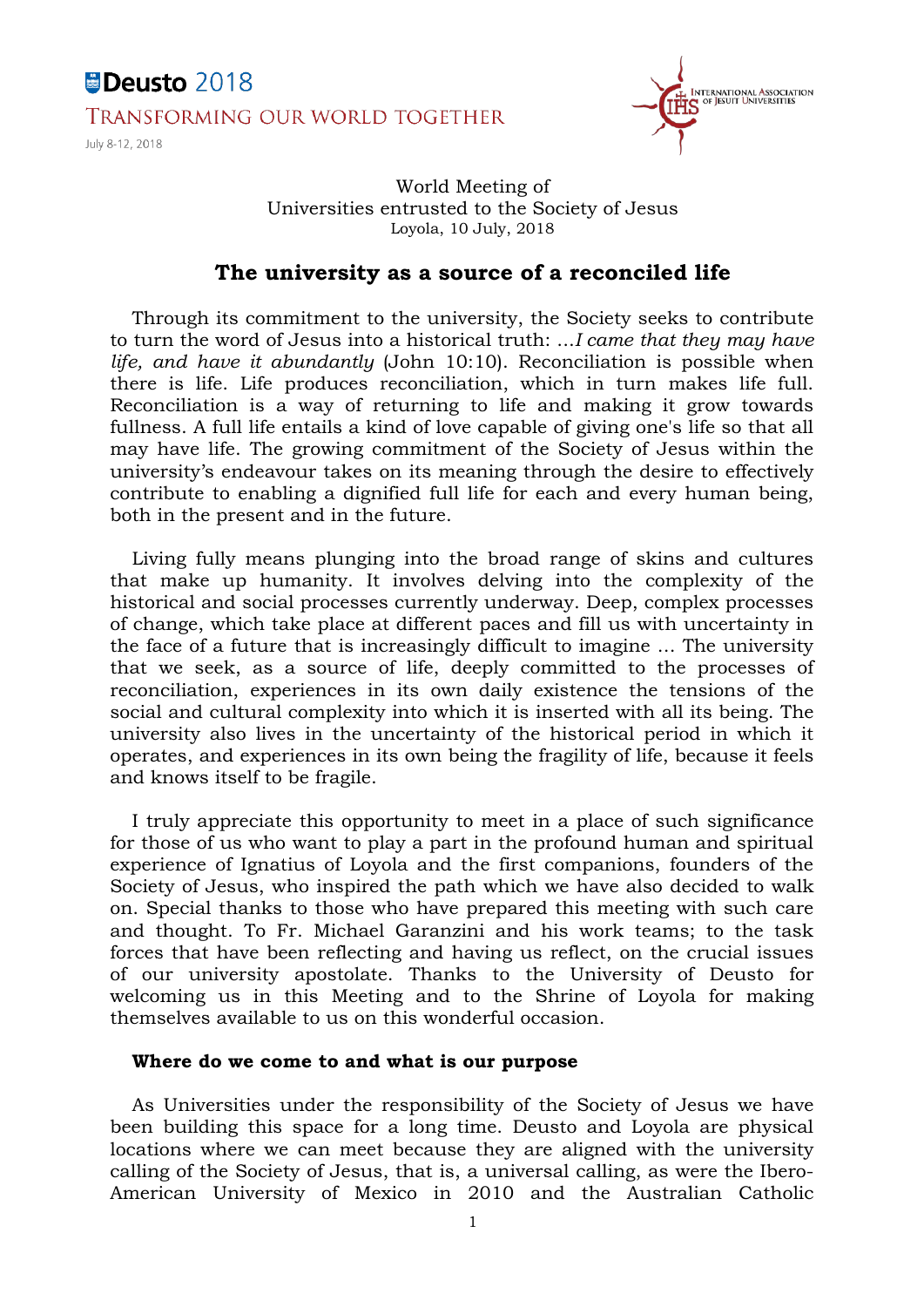Deusto 2018

TRANSFORMING OUR WORLD TOGETHER

July 8-12, 2018

INTERNATIONAL ASSOCIATION OF JESUIT UNIVERSITIES

World Meeting of
Universities entrusted to the Society of Jesus
Loyola, 10 July, 2018

## The university as a source of a reconciled life

Through its commitment to the university, the Society seeks to contribute to turn the word of Jesus into a historical truth: *...I came that they may have life, and have it abundantly* (John 10:10). Reconciliation is possible when there is life. Life produces reconciliation, which in turn makes life full. Reconciliation is a way of returning to life and making it grow towards fullness. A full life entails a kind of love capable of giving one's life so that all may have life. The growing commitment of the Society of Jesus within the university's endeavour takes on its meaning through the desire to effectively contribute to enabling a dignified full life for each and every human being, both in the present and in the future.

Living fully means plunging into the broad range of skins and cultures that make up humanity. It involves delving into the complexity of the historical and social processes currently underway. Deep, complex processes of change, which take place at different paces and fill us with uncertainty in the face of a future that is increasingly difficult to imagine ... The university that we seek, as a source of life, deeply committed to the processes of reconciliation, experiences in its own daily existence the tensions of the social and cultural complexity into which it is inserted with all its being. The university also lives in the uncertainty of the historical period in which it operates, and experiences in its own being the fragility of life, because it feels and knows itself to be fragile.

I truly appreciate this opportunity to meet in a place of such significance for those of us who want to play a part in the profound human and spiritual experience of Ignatius of Loyola and the first companions, founders of the Society of Jesus, who inspired the path which we have also decided to walk on. Special thanks to those who have prepared this meeting with such care and thought. To Fr. Michael Garanzini and his work teams; to the task forces that have been reflecting and having us reflect, on the crucial issues of our university apostolate. Thanks to the University of Deusto for welcoming us in this Meeting and to the Shrine of Loyola for making themselves available to us on this wonderful occasion.

### Where do we come to and what is our purpose

As Universities under the responsibility of the Society of Jesus we have been building this space for a long time. Deusto and Loyola are physical locations where we can meet because they are aligned with the university calling of the Society of Jesus, that is, a universal calling, as were the Ibero-American University of Mexico in 2010 and the Australian Catholic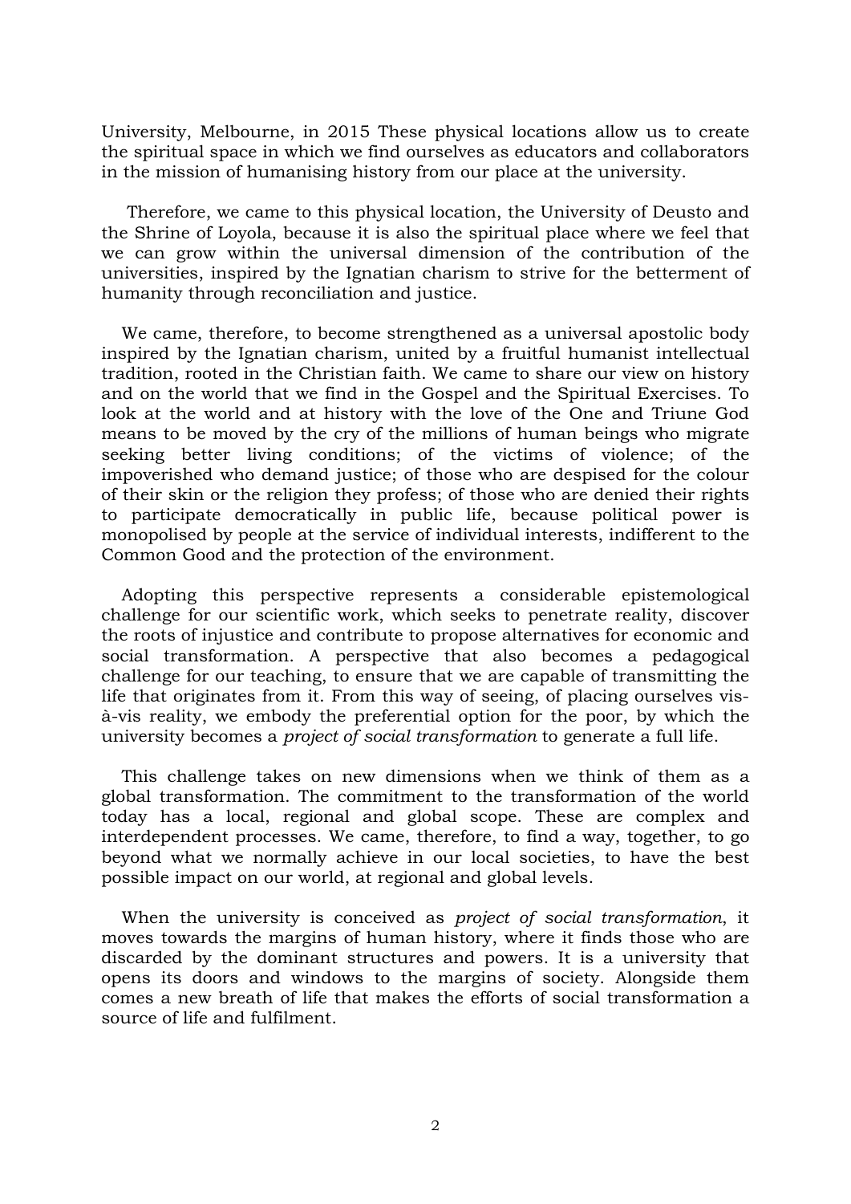University, Melbourne, in 2015 These physical locations allow us to create the spiritual space in which we find ourselves as educators and collaborators in the mission of humanising history from our place at the university.

Therefore, we came to this physical location, the University of Deusto and the Shrine of Loyola, because it is also the spiritual place where we feel that we can grow within the universal dimension of the contribution of the universities, inspired by the Ignatian charism to strive for the betterment of humanity through reconciliation and justice.

We came, therefore, to become strengthened as a universal apostolic body inspired by the Ignatian charism, united by a fruitful humanist intellectual tradition, rooted in the Christian faith. We came to share our view on history and on the world that we find in the Gospel and the Spiritual Exercises. To look at the world and at history with the love of the One and Triune God means to be moved by the cry of the millions of human beings who migrate seeking better living conditions; of the victims of violence; of the impoverished who demand justice; of those who are despised for the colour of their skin or the religion they profess; of those who are denied their rights to participate democratically in public life, because political power is monopolised by people at the service of individual interests, indifferent to the Common Good and the protection of the environment.

Adopting this perspective represents a considerable epistemological challenge for our scientific work, which seeks to penetrate reality, discover the roots of injustice and contribute to propose alternatives for economic and social transformation. A perspective that also becomes a pedagogical challenge for our teaching, to ensure that we are capable of transmitting the life that originates from it. From this way of seeing, of placing ourselves vis-à-vis reality, we embody the preferential option for the poor, by which the university becomes a *project of social transformation* to generate a full life.

This challenge takes on new dimensions when we think of them as a global transformation. The commitment to the transformation of the world today has a local, regional and global scope. These are complex and interdependent processes. We came, therefore, to find a way, together, to go beyond what we normally achieve in our local societies, to have the best possible impact on our world, at regional and global levels.

When the university is conceived as *project of social transformation*, it moves towards the margins of human history, where it finds those who are discarded by the dominant structures and powers. It is a university that opens its doors and windows to the margins of society. Alongside them comes a new breath of life that makes the efforts of social transformation a source of life and fulfilment.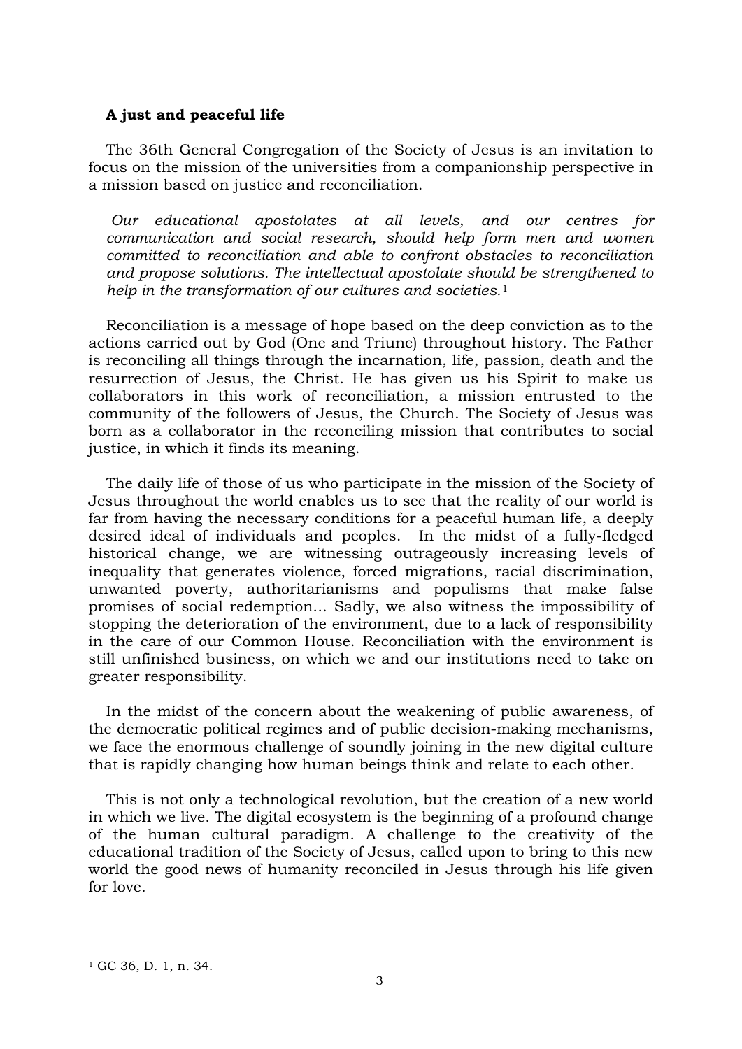**A just and peaceful life**

The 36th General Congregation of the Society of Jesus is an invitation to focus on the mission of the universities from a companionship perspective in a mission based on justice and reconciliation.

> *Our educational apostolates at all levels, and our centres for communication and social research, should help form men and women committed to reconciliation and able to confront obstacles to reconciliation and propose solutions. The intellectual apostolate should be strengthened to help in the transformation of our cultures and societies.*[1]

Reconciliation is a message of hope based on the deep conviction as to the actions carried out by God (One and Triune) throughout history. The Father is reconciling all things through the incarnation, life, passion, death and the resurrection of Jesus, the Christ. He has given us his Spirit to make us collaborators in this work of reconciliation, a mission entrusted to the community of the followers of Jesus, the Church. The Society of Jesus was born as a collaborator in the reconciling mission that contributes to social justice, in which it finds its meaning.

The daily life of those of us who participate in the mission of the Society of Jesus throughout the world enables us to see that the reality of our world is far from having the necessary conditions for a peaceful human life, a deeply desired ideal of individuals and peoples. In the midst of a fully-fledged historical change, we are witnessing outrageously increasing levels of inequality that generates violence, forced migrations, racial discrimination, unwanted poverty, authoritarianisms and populisms that make false promises of social redemption... Sadly, we also witness the impossibility of stopping the deterioration of the environment, due to a lack of responsibility in the care of our Common House. Reconciliation with the environment is still unfinished business, on which we and our institutions need to take on greater responsibility.

In the midst of the concern about the weakening of public awareness, of the democratic political regimes and of public decision-making mechanisms, we face the enormous challenge of soundly joining in the new digital culture that is rapidly changing how human beings think and relate to each other.

This is not only a technological revolution, but the creation of a new world in which we live. The digital ecosystem is the beginning of a profound change of the human cultural paradigm. A challenge to the creativity of the educational tradition of the Society of Jesus, called upon to bring to this new world the good news of humanity reconciled in Jesus through his life given for love.

---

[1] GC 36, D. 1, n. 34.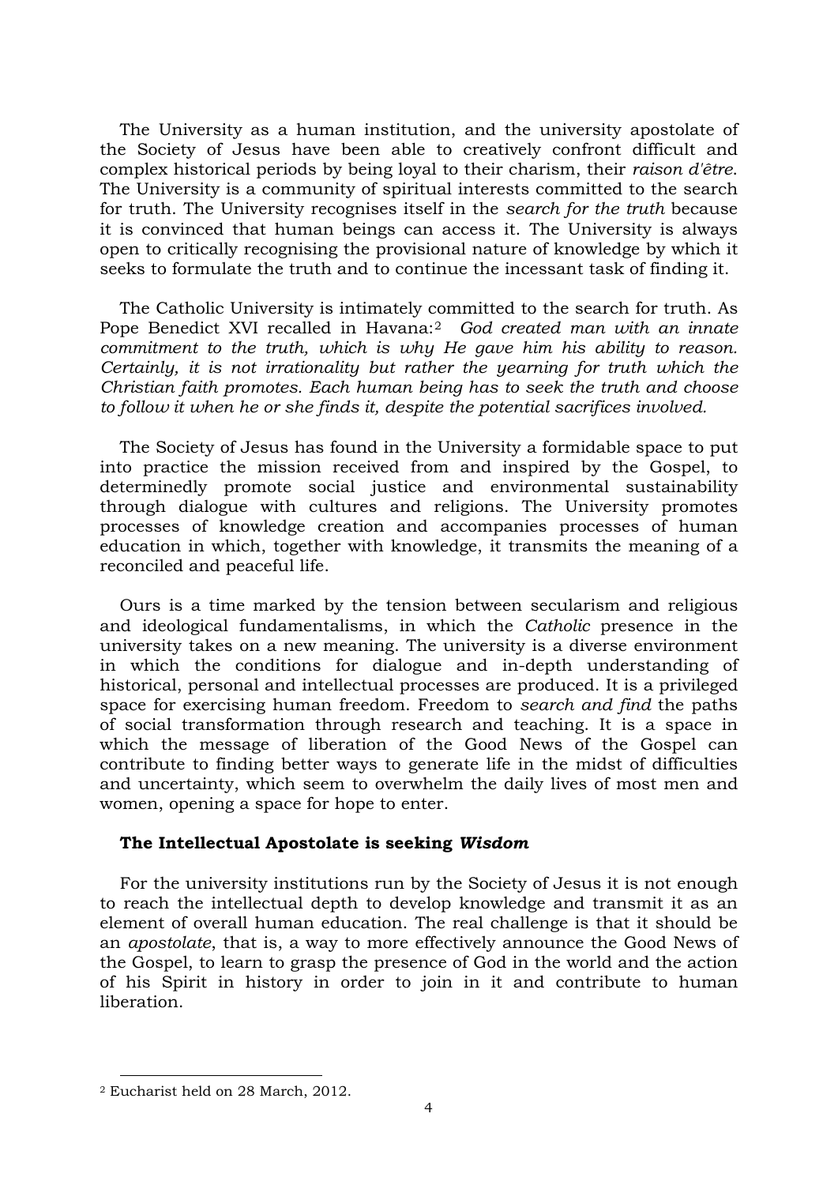The University as a human institution, and the university apostolate of the Society of Jesus have been able to creatively confront difficult and complex historical periods by being loyal to their charism, their *raison d'être*. The University is a community of spiritual interests committed to the search for truth. The University recognises itself in the *search for the truth* because it is convinced that human beings can access it. The University is always open to critically recognising the provisional nature of knowledge by which it seeks to formulate the truth and to continue the incessant task of finding it.

The Catholic University is intimately committed to the search for truth. As Pope Benedict XVI recalled in Havana:[2] *God created man with an innate commitment to the truth, which is why He gave him his ability to reason. Certainly, it is not irrationality but rather the yearning for truth which the Christian faith promotes. Each human being has to seek the truth and choose to follow it when he or she finds it, despite the potential sacrifices involved.*

The Society of Jesus has found in the University a formidable space to put into practice the mission received from and inspired by the Gospel, to determinedly promote social justice and environmental sustainability through dialogue with cultures and religions. The University promotes processes of knowledge creation and accompanies processes of human education in which, together with knowledge, it transmits the meaning of a reconciled and peaceful life.

Ours is a time marked by the tension between secularism and religious and ideological fundamentalisms, in which the *Catholic* presence in the university takes on a new meaning. The university is a diverse environment in which the conditions for dialogue and in-depth understanding of historical, personal and intellectual processes are produced. It is a privileged space for exercising human freedom. Freedom to *search and find* the paths of social transformation through research and teaching. It is a space in which the message of liberation of the Good News of the Gospel can contribute to finding better ways to generate life in the midst of difficulties and uncertainty, which seem to overwhelm the daily lives of most men and women, opening a space for hope to enter.

### The Intellectual Apostolate is seeking *Wisdom*

For the university institutions run by the Society of Jesus it is not enough to reach the intellectual depth to develop knowledge and transmit it as an element of overall human education. The real challenge is that it should be an *apostolate*, that is, a way to more effectively announce the Good News of the Gospel, to learn to grasp the presence of God in the world and the action of his Spirit in history in order to join in it and contribute to human liberation.

[2] Eucharist held on 28 March, 2012.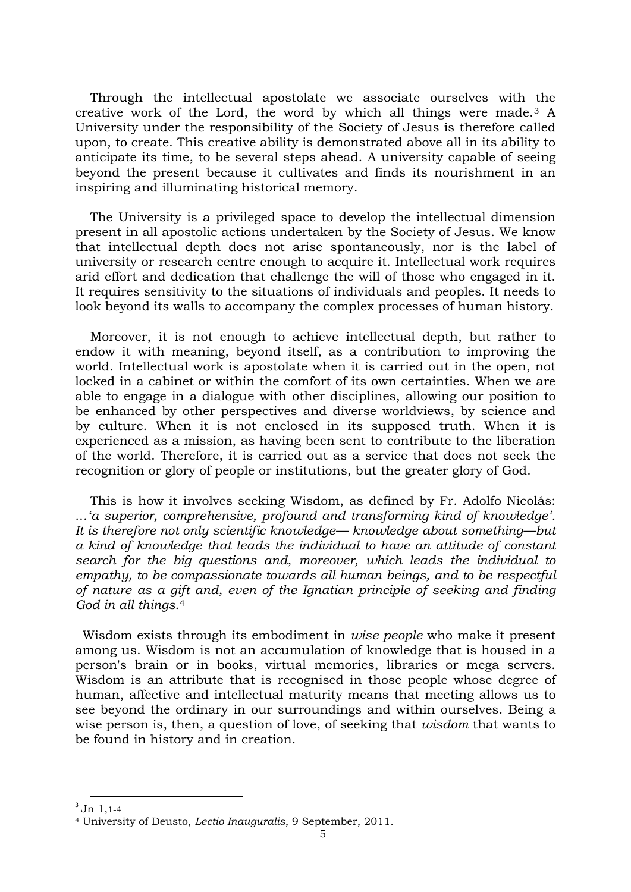Through the intellectual apostolate we associate ourselves with the creative work of the Lord, the word by which all things were made.[3] A University under the responsibility of the Society of Jesus is therefore called upon, to create. This creative ability is demonstrated above all in its ability to anticipate its time, to be several steps ahead. A university capable of seeing beyond the present because it cultivates and finds its nourishment in an inspiring and illuminating historical memory.

The University is a privileged space to develop the intellectual dimension present in all apostolic actions undertaken by the Society of Jesus. We know that intellectual depth does not arise spontaneously, nor is the label of university or research centre enough to acquire it. Intellectual work requires arid effort and dedication that challenge the will of those who engaged in it. It requires sensitivity to the situations of individuals and peoples. It needs to look beyond its walls to accompany the complex processes of human history.

Moreover, it is not enough to achieve intellectual depth, but rather to endow it with meaning, beyond itself, as a contribution to improving the world. Intellectual work is apostolate when it is carried out in the open, not locked in a cabinet or within the comfort of its own certainties. When we are able to engage in a dialogue with other disciplines, allowing our position to be enhanced by other perspectives and diverse worldviews, by science and by culture. When it is not enclosed in its supposed truth. When it is experienced as a mission, as having been sent to contribute to the liberation of the world. Therefore, it is carried out as a service that does not seek the recognition or glory of people or institutions, but the greater glory of God.

This is how it involves seeking Wisdom, as defined by Fr. Adolfo Nicolás: …*'a superior, comprehensive, profound and transforming kind of knowledge'. It is therefore not only scientific knowledge— knowledge about something—but a kind of knowledge that leads the individual to have an attitude of constant search for the big questions and, moreover, which leads the individual to empathy, to be compassionate towards all human beings, and to be respectful of nature as a gift and, even of the Ignatian principle of seeking and finding God in all things.*[4]

Wisdom exists through its embodiment in *wise people* who make it present among us. Wisdom is not an accumulation of knowledge that is housed in a person's brain or in books, virtual memories, libraries or mega servers. Wisdom is an attribute that is recognised in those people whose degree of human, affective and intellectual maturity means that meeting allows us to see beyond the ordinary in our surroundings and within ourselves. Being a wise person is, then, a question of love, of seeking that *wisdom* that wants to be found in history and in creation.

---

[3] Jn 1,1-4

[4] University of Deusto, *Lectio Inauguralis*, 9 September, 2011.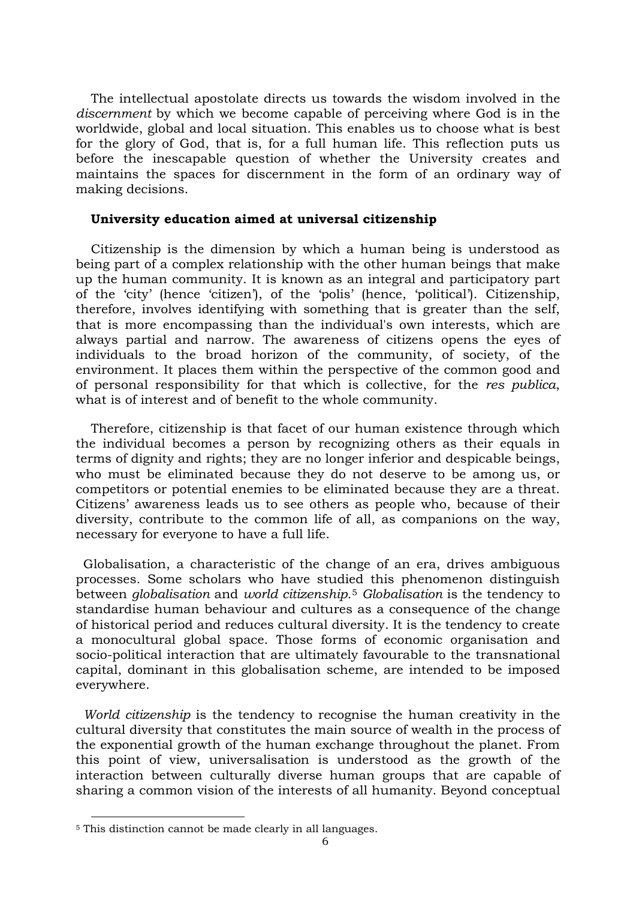The intellectual apostolate directs us towards the wisdom involved in the *discernment* by which we become capable of perceiving where God is in the worldwide, global and local situation. This enables us to choose what is best for the glory of God, that is, for a full human life. This reflection puts us before the inescapable question of whether the University creates and maintains the spaces for discernment in the form of an ordinary way of making decisions.

### University education aimed at universal citizenship

Citizenship is the dimension by which a human being is understood as being part of a complex relationship with the other human beings that make up the human community. It is known as an integral and participatory part of the 'city' (hence 'citizen'), of the 'polis' (hence, 'political'). Citizenship, therefore, involves identifying with something that is greater than the self, that is more encompassing than the individual's own interests, which are always partial and narrow. The awareness of citizens opens the eyes of individuals to the broad horizon of the community, of society, of the environment. It places them within the perspective of the common good and of personal responsibility for that which is collective, for the *res publica*, what is of interest and of benefit to the whole community.

Therefore, citizenship is that facet of our human existence through which the individual becomes a person by recognizing others as their equals in terms of dignity and rights; they are no longer inferior and despicable beings, who must be eliminated because they do not deserve to be among us, or competitors or potential enemies to be eliminated because they are a threat. Citizens' awareness leads us to see others as people who, because of their diversity, contribute to the common life of all, as companions on the way, necessary for everyone to have a full life.

Globalisation, a characteristic of the change of an era, drives ambiguous processes. Some scholars who have studied this phenomenon distinguish between *globalisation* and *world citizenship.*[5] *Globalisation* is the tendency to standardise human behaviour and cultures as a consequence of the change of historical period and reduces cultural diversity. It is the tendency to create a monocultural global space. Those forms of economic organisation and socio-political interaction that are ultimately favourable to the transnational capital, dominant in this globalisation scheme, are intended to be imposed everywhere.

*World citizenship* is the tendency to recognise the human creativity in the cultural diversity that constitutes the main source of wealth in the process of the exponential growth of the human exchange throughout the planet. From this point of view, universalisation is understood as the growth of the interaction between culturally diverse human groups that are capable of sharing a common vision of the interests of all humanity. Beyond conceptual

[5] This distinction cannot be made clearly in all languages.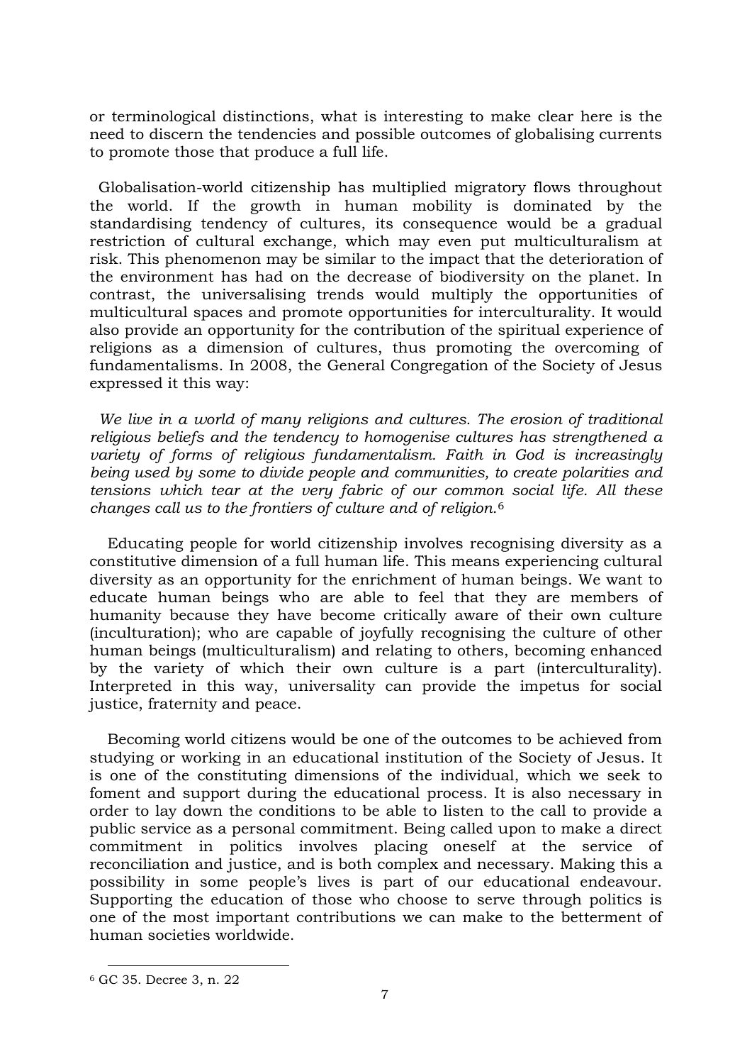or terminological distinctions, what is interesting to make clear here is the need to discern the tendencies and possible outcomes of globalising currents to promote those that produce a full life.

Globalisation-world citizenship has multiplied migratory flows throughout the world. If the growth in human mobility is dominated by the standardising tendency of cultures, its consequence would be a gradual restriction of cultural exchange, which may even put multiculturalism at risk. This phenomenon may be similar to the impact that the deterioration of the environment has had on the decrease of biodiversity on the planet. In contrast, the universalising trends would multiply the opportunities of multicultural spaces and promote opportunities for interculturality. It would also provide an opportunity for the contribution of the spiritual experience of religions as a dimension of cultures, thus promoting the overcoming of fundamentalisms. In 2008, the General Congregation of the Society of Jesus expressed it this way:

*We live in a world of many religions and cultures. The erosion of traditional religious beliefs and the tendency to homogenise cultures has strengthened a variety of forms of religious fundamentalism. Faith in God is increasingly being used by some to divide people and communities, to create polarities and tensions which tear at the very fabric of our common social life. All these changes call us to the frontiers of culture and of religion.*[6]

Educating people for world citizenship involves recognising diversity as a constitutive dimension of a full human life. This means experiencing cultural diversity as an opportunity for the enrichment of human beings. We want to educate human beings who are able to feel that they are members of humanity because they have become critically aware of their own culture (inculturation); who are capable of joyfully recognising the culture of other human beings (multiculturalism) and relating to others, becoming enhanced by the variety of which their own culture is a part (interculturality). Interpreted in this way, universality can provide the impetus for social justice, fraternity and peace.

Becoming world citizens would be one of the outcomes to be achieved from studying or working in an educational institution of the Society of Jesus. It is one of the constituting dimensions of the individual, which we seek to foment and support during the educational process. It is also necessary in order to lay down the conditions to be able to listen to the call to provide a public service as a personal commitment. Being called upon to make a direct commitment in politics involves placing oneself at the service of reconciliation and justice, and is both complex and necessary. Making this a possibility in some people's lives is part of our educational endeavour. Supporting the education of those who choose to serve through politics is one of the most important contributions we can make to the betterment of human societies worldwide.

[6] GC 35. Decree 3, n. 22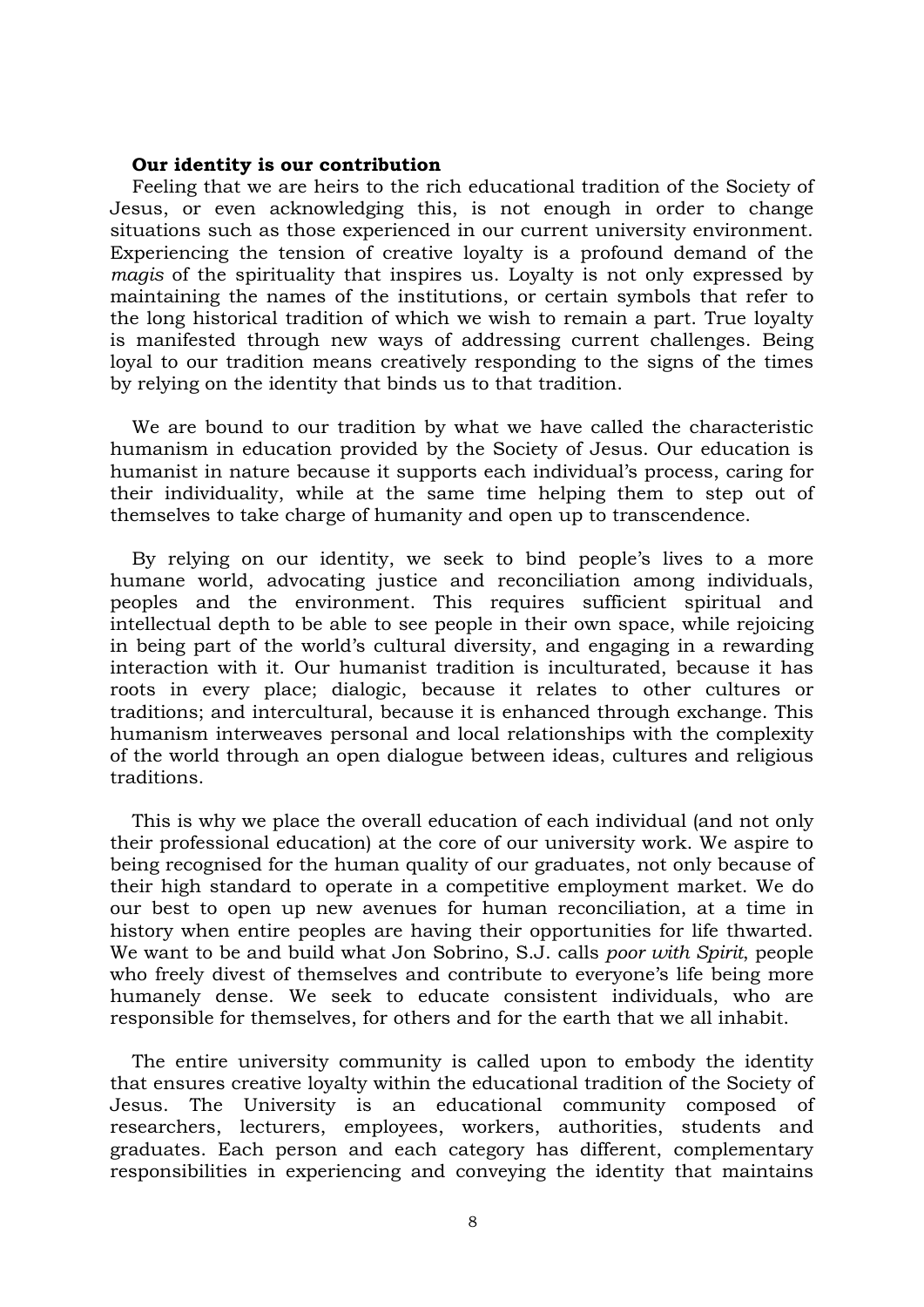**Our identity is our contribution**

Feeling that we are heirs to the rich educational tradition of the Society of Jesus, or even acknowledging this, is not enough in order to change situations such as those experienced in our current university environment. Experiencing the tension of creative loyalty is a profound demand of the *magis* of the spirituality that inspires us. Loyalty is not only expressed by maintaining the names of the institutions, or certain symbols that refer to the long historical tradition of which we wish to remain a part. True loyalty is manifested through new ways of addressing current challenges. Being loyal to our tradition means creatively responding to the signs of the times by relying on the identity that binds us to that tradition.

We are bound to our tradition by what we have called the characteristic humanism in education provided by the Society of Jesus. Our education is humanist in nature because it supports each individual's process, caring for their individuality, while at the same time helping them to step out of themselves to take charge of humanity and open up to transcendence.

By relying on our identity, we seek to bind people's lives to a more humane world, advocating justice and reconciliation among individuals, peoples and the environment. This requires sufficient spiritual and intellectual depth to be able to see people in their own space, while rejoicing in being part of the world's cultural diversity, and engaging in a rewarding interaction with it. Our humanist tradition is inculturated, because it has roots in every place; dialogic, because it relates to other cultures or traditions; and intercultural, because it is enhanced through exchange. This humanism interweaves personal and local relationships with the complexity of the world through an open dialogue between ideas, cultures and religious traditions.

This is why we place the overall education of each individual (and not only their professional education) at the core of our university work. We aspire to being recognised for the human quality of our graduates, not only because of their high standard to operate in a competitive employment market. We do our best to open up new avenues for human reconciliation, at a time in history when entire peoples are having their opportunities for life thwarted. We want to be and build what Jon Sobrino, S.J. calls *poor with Spirit*, people who freely divest of themselves and contribute to everyone's life being more humanely dense. We seek to educate consistent individuals, who are responsible for themselves, for others and for the earth that we all inhabit.

The entire university community is called upon to embody the identity that ensures creative loyalty within the educational tradition of the Society of Jesus. The University is an educational community composed of researchers, lecturers, employees, workers, authorities, students and graduates. Each person and each category has different, complementary responsibilities in experiencing and conveying the identity that maintains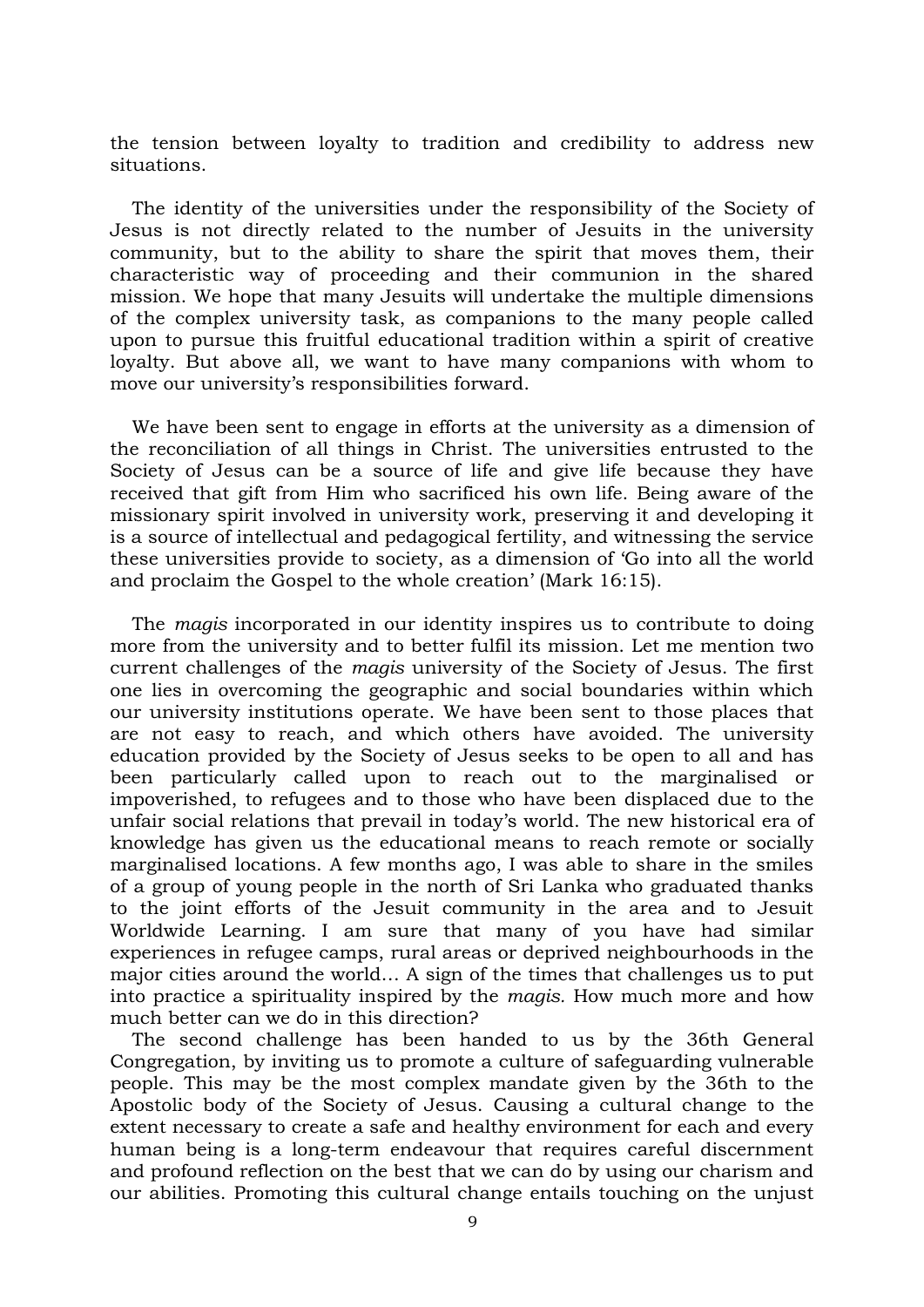the tension between loyalty to tradition and credibility to address new situations.

The identity of the universities under the responsibility of the Society of Jesus is not directly related to the number of Jesuits in the university community, but to the ability to share the spirit that moves them, their characteristic way of proceeding and their communion in the shared mission. We hope that many Jesuits will undertake the multiple dimensions of the complex university task, as companions to the many people called upon to pursue this fruitful educational tradition within a spirit of creative loyalty. But above all, we want to have many companions with whom to move our university's responsibilities forward.

We have been sent to engage in efforts at the university as a dimension of the reconciliation of all things in Christ. The universities entrusted to the Society of Jesus can be a source of life and give life because they have received that gift from Him who sacrificed his own life. Being aware of the missionary spirit involved in university work, preserving it and developing it is a source of intellectual and pedagogical fertility, and witnessing the service these universities provide to society, as a dimension of 'Go into all the world and proclaim the Gospel to the whole creation' (Mark 16:15).

The *magis* incorporated in our identity inspires us to contribute to doing more from the university and to better fulfil its mission. Let me mention two current challenges of the *magis* university of the Society of Jesus. The first one lies in overcoming the geographic and social boundaries within which our university institutions operate. We have been sent to those places that are not easy to reach, and which others have avoided. The university education provided by the Society of Jesus seeks to be open to all and has been particularly called upon to reach out to the marginalised or impoverished, to refugees and to those who have been displaced due to the unfair social relations that prevail in today's world. The new historical era of knowledge has given us the educational means to reach remote or socially marginalised locations. A few months ago, I was able to share in the smiles of a group of young people in the north of Sri Lanka who graduated thanks to the joint efforts of the Jesuit community in the area and to Jesuit Worldwide Learning. I am sure that many of you have had similar experiences in refugee camps, rural areas or deprived neighbourhoods in the major cities around the world… A sign of the times that challenges us to put into practice a spirituality inspired by the *magis*. How much more and how much better can we do in this direction?

The second challenge has been handed to us by the 36th General Congregation, by inviting us to promote a culture of safeguarding vulnerable people. This may be the most complex mandate given by the 36th to the Apostolic body of the Society of Jesus. Causing a cultural change to the extent necessary to create a safe and healthy environment for each and every human being is a long-term endeavour that requires careful discernment and profound reflection on the best that we can do by using our charism and our abilities. Promoting this cultural change entails touching on the unjust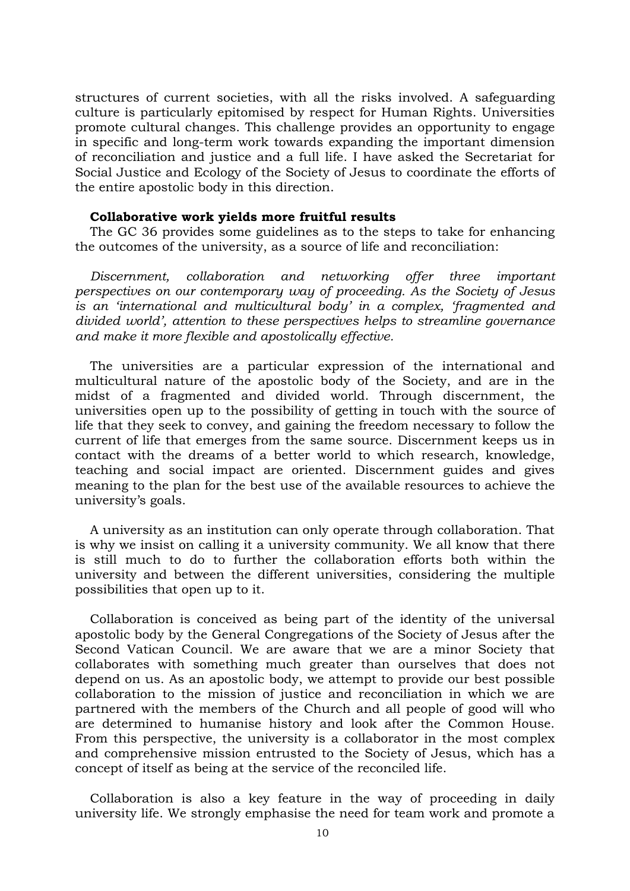structures of current societies, with all the risks involved. A safeguarding culture is particularly epitomised by respect for Human Rights. Universities promote cultural changes. This challenge provides an opportunity to engage in specific and long-term work towards expanding the important dimension of reconciliation and justice and a full life. I have asked the Secretariat for Social Justice and Ecology of the Society of Jesus to coordinate the efforts of the entire apostolic body in this direction.

**Collaborative work yields more fruitful results**

The GC 36 provides some guidelines as to the steps to take for enhancing the outcomes of the university, as a source of life and reconciliation:

*Discernment, collaboration and networking offer three important perspectives on our contemporary way of proceeding. As the Society of Jesus is an 'international and multicultural body' in a complex, 'fragmented and divided world', attention to these perspectives helps to streamline governance and make it more flexible and apostolically effective.*

The universities are a particular expression of the international and multicultural nature of the apostolic body of the Society, and are in the midst of a fragmented and divided world. Through discernment, the universities open up to the possibility of getting in touch with the source of life that they seek to convey, and gaining the freedom necessary to follow the current of life that emerges from the same source. Discernment keeps us in contact with the dreams of a better world to which research, knowledge, teaching and social impact are oriented. Discernment guides and gives meaning to the plan for the best use of the available resources to achieve the university's goals.

A university as an institution can only operate through collaboration. That is why we insist on calling it a university community. We all know that there is still much to do to further the collaboration efforts both within the university and between the different universities, considering the multiple possibilities that open up to it.

Collaboration is conceived as being part of the identity of the universal apostolic body by the General Congregations of the Society of Jesus after the Second Vatican Council. We are aware that we are a minor Society that collaborates with something much greater than ourselves that does not depend on us. As an apostolic body, we attempt to provide our best possible collaboration to the mission of justice and reconciliation in which we are partnered with the members of the Church and all people of good will who are determined to humanise history and look after the Common House. From this perspective, the university is a collaborator in the most complex and comprehensive mission entrusted to the Society of Jesus, which has a concept of itself as being at the service of the reconciled life.

Collaboration is also a key feature in the way of proceeding in daily university life. We strongly emphasise the need for team work and promote a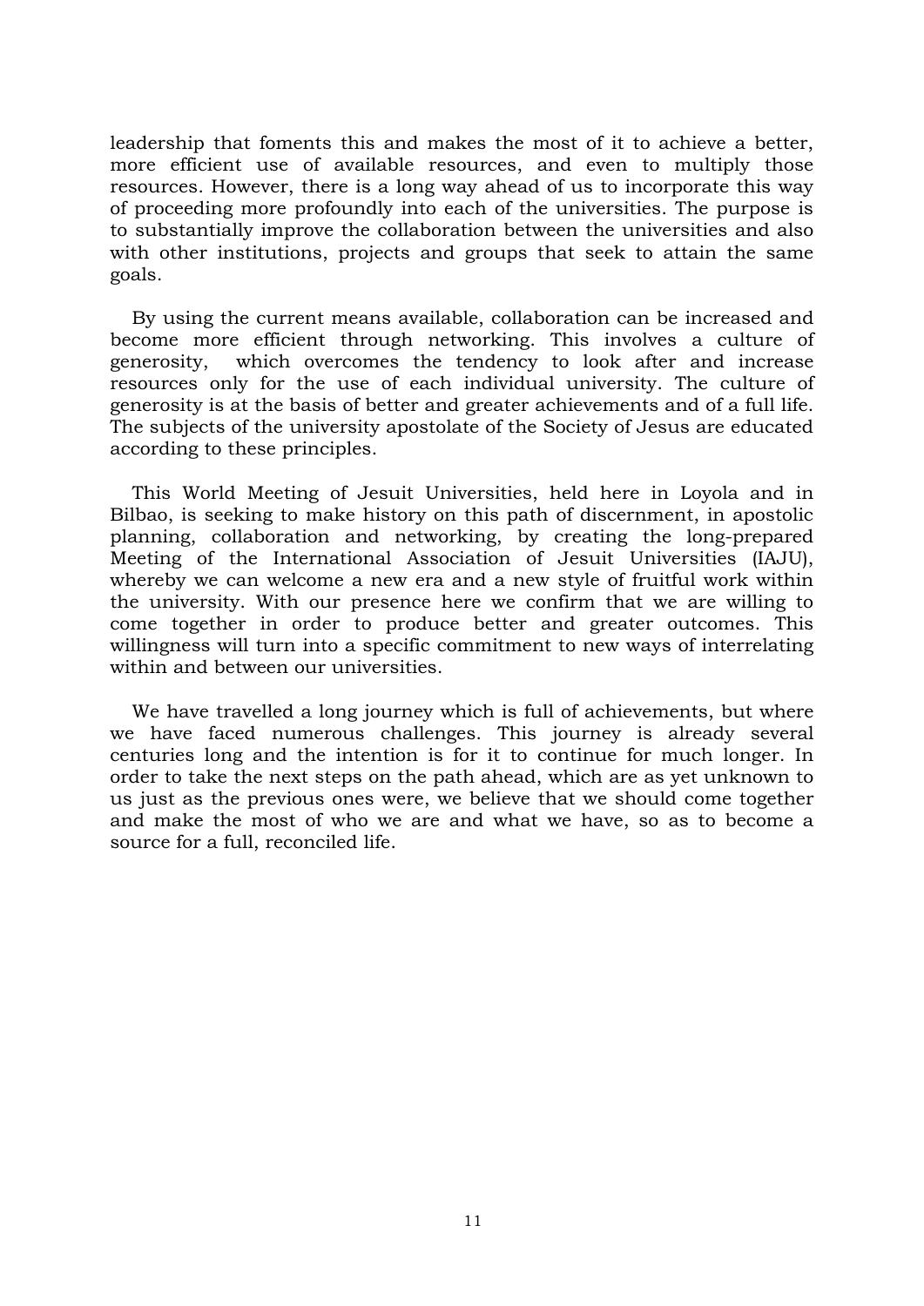leadership that foments this and makes the most of it to achieve a better, more efficient use of available resources, and even to multiply those resources. However, there is a long way ahead of us to incorporate this way of proceeding more profoundly into each of the universities. The purpose is to substantially improve the collaboration between the universities and also with other institutions, projects and groups that seek to attain the same goals.

By using the current means available, collaboration can be increased and become more efficient through networking. This involves a culture of generosity, which overcomes the tendency to look after and increase resources only for the use of each individual university. The culture of generosity is at the basis of better and greater achievements and of a full life. The subjects of the university apostolate of the Society of Jesus are educated according to these principles.

This World Meeting of Jesuit Universities, held here in Loyola and in Bilbao, is seeking to make history on this path of discernment, in apostolic planning, collaboration and networking, by creating the long-prepared Meeting of the International Association of Jesuit Universities (IAJU), whereby we can welcome a new era and a new style of fruitful work within the university. With our presence here we confirm that we are willing to come together in order to produce better and greater outcomes. This willingness will turn into a specific commitment to new ways of interrelating within and between our universities.

We have travelled a long journey which is full of achievements, but where we have faced numerous challenges. This journey is already several centuries long and the intention is for it to continue for much longer. In order to take the next steps on the path ahead, which are as yet unknown to us just as the previous ones were, we believe that we should come together and make the most of who we are and what we have, so as to become a source for a full, reconciled life.